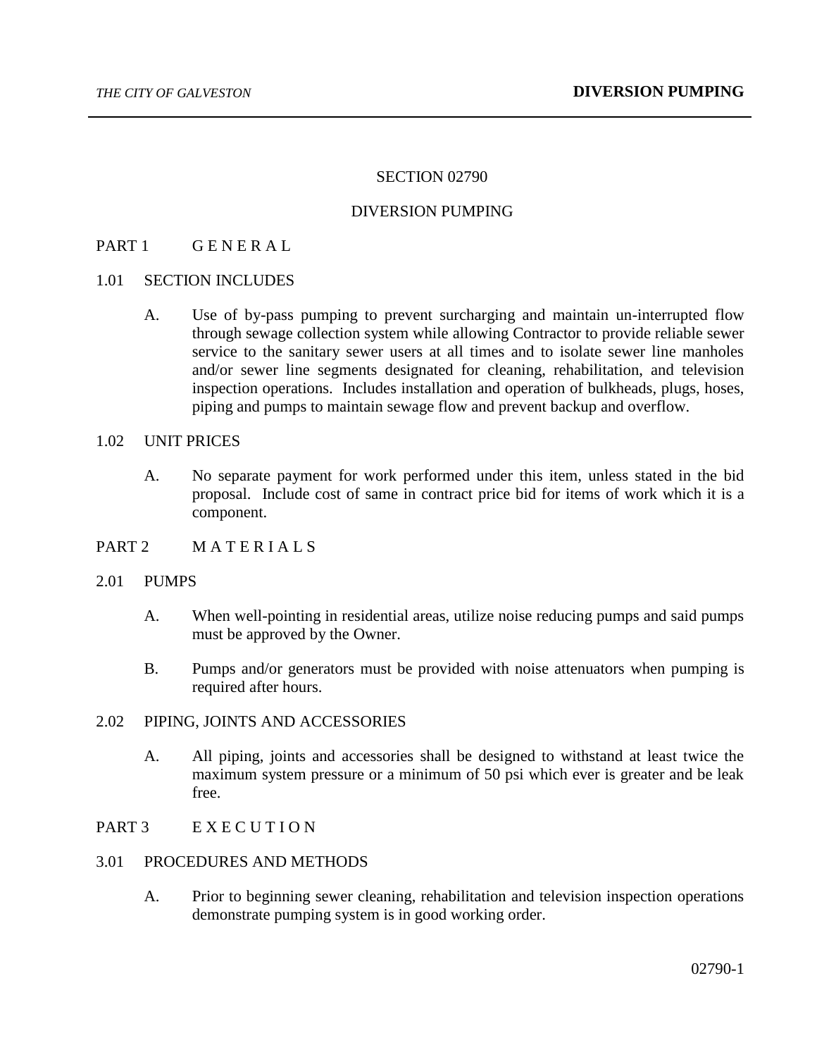# SECTION 02790

# DIVERSION PUMPING

## PART 1 G E N E R A L

### 1.01 SECTION INCLUDES

A. Use of by-pass pumping to prevent surcharging and maintain un-interrupted flow through sewage collection system while allowing Contractor to provide reliable sewer service to the sanitary sewer users at all times and to isolate sewer line manholes and/or sewer line segments designated for cleaning, rehabilitation, and television inspection operations. Includes installation and operation of bulkheads, plugs, hoses, piping and pumps to maintain sewage flow and prevent backup and overflow.

### 1.02 UNIT PRICES

A. No separate payment for work performed under this item, unless stated in the bid proposal. Include cost of same in contract price bid for items of work which it is a component.

## PART 2 M A T E R I A L S

### 2.01 PUMPS

A. When well-pointing in residential areas, utilize noise reducing pumps and said pumps must be approved by the Owner.

B. Pumps and/or generators must be provided with noise attenuators when pumping is required after hours.

### 2.02 PIPING, JOINTS AND ACCESSORIES

A. All piping, joints and accessories shall be designed to withstand at least twice the maximum system pressure or a minimum of 50 psi which ever is greater and be leak free.

## PART 3 E X E C U T I O N

### 3.01 PROCEDURES AND METHODS

A. Prior to beginning sewer cleaning, rehabilitation and television inspection operations demonstrate pumping system is in good working order.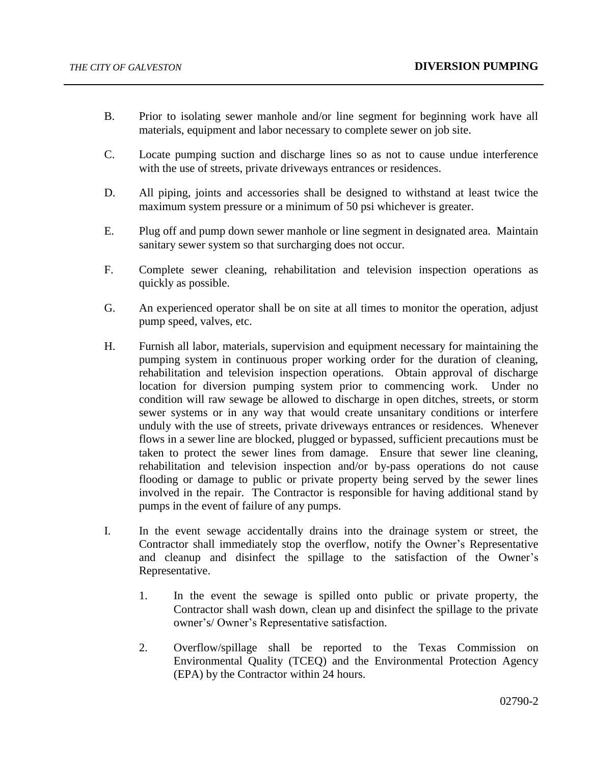B. Prior to isolating sewer manhole and/or line segment for beginning work have all materials, equipment and labor necessary to complete sewer on job site.

C. Locate pumping suction and discharge lines so as not to cause undue interference with the use of streets, private driveways entrances or residences.

D. All piping, joints and accessories shall be designed to withstand at least twice the maximum system pressure or a minimum of 50 psi whichever is greater.

E. Plug off and pump down sewer manhole or line segment in designated area. Maintain sanitary sewer system so that surcharging does not occur.

F. Complete sewer cleaning, rehabilitation and television inspection operations as quickly as possible.

G. An experienced operator shall be on site at all times to monitor the operation, adjust pump speed, valves, etc.

H. Furnish all labor, materials, supervision and equipment necessary for maintaining the pumping system in continuous proper working order for the duration of cleaning, rehabilitation and television inspection operations. Obtain approval of discharge location for diversion pumping system prior to commencing work. Under no condition will raw sewage be allowed to discharge in open ditches, streets, or storm sewer systems or in any way that would create unsanitary conditions or interfere unduly with the use of streets, private driveways entrances or residences. Whenever flows in a sewer line are blocked, plugged or bypassed, sufficient precautions must be taken to protect the sewer lines from damage. Ensure that sewer line cleaning, rehabilitation and television inspection and/or by-pass operations do not cause flooding or damage to public or private property being served by the sewer lines involved in the repair. The Contractor is responsible for having additional stand by pumps in the event of failure of any pumps.

I. In the event sewage accidentally drains into the drainage system or street, the Contractor shall immediately stop the overflow, notify the Owner's Representative and cleanup and disinfect the spillage to the satisfaction of the Owner's Representative.

   1. In the event the sewage is spilled onto public or private property, the Contractor shall wash down, clean up and disinfect the spillage to the private owner's/ Owner's Representative satisfaction.

   2. Overflow/spillage shall be reported to the Texas Commission on Environmental Quality (TCEQ) and the Environmental Protection Agency (EPA) by the Contractor within 24 hours.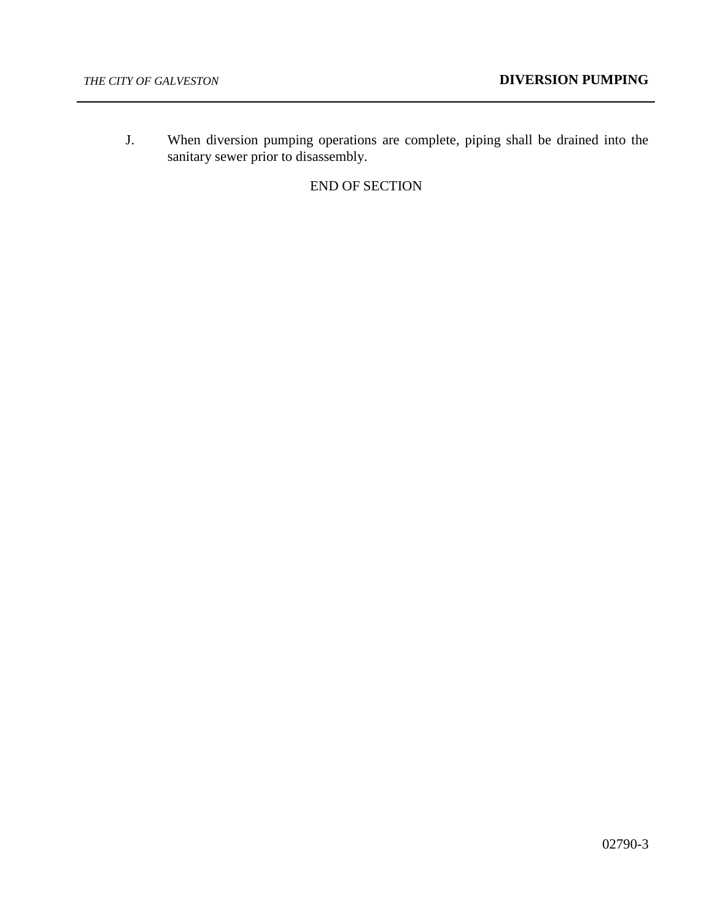J. When diversion pumping operations are complete, piping shall be drained into the sanitary sewer prior to disassembly.

END OF SECTION